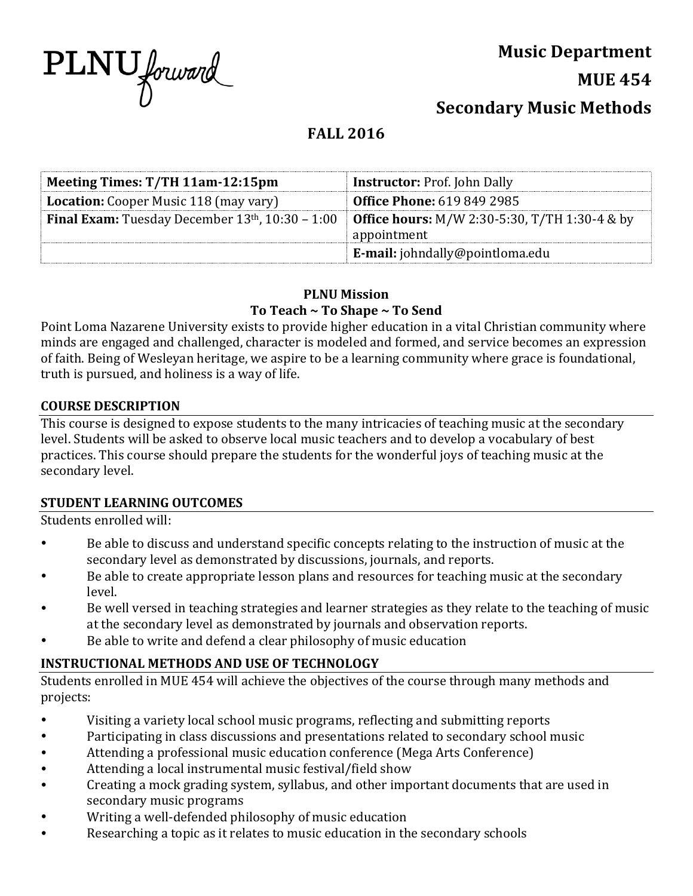PLNU *forward*

# Music Department
# MUE 454
# Secondary Music Methods

## FALL 2016

| **Meeting Times: T/TH 11am-12:15pm** | **Instructor:** Prof. John Dally |
|---|---|
| **Location:** Cooper Music 118 (may vary) | **Office Phone:** 619 849 2985 |
| **Final Exam:** Tuesday December 13th, 10:30 – 1:00 | **Office hours:** M/W 2:30-5:30, T/TH 1:30-4 & by appointment |
| | **E-mail:** johndally@pointloma.edu |

**PLNU Mission**
**To Teach ~ To Shape ~ To Send**

Point Loma Nazarene University exists to provide higher education in a vital Christian community where minds are engaged and challenged, character is modeled and formed, and service becomes an expression of faith. Being of Wesleyan heritage, we aspire to be a learning community where grace is foundational, truth is pursued, and holiness is a way of life.

### COURSE DESCRIPTION

This course is designed to expose students to the many intricacies of teaching music at the secondary level. Students will be asked to observe local music teachers and to develop a vocabulary of best practices. This course should prepare the students for the wonderful joys of teaching music at the secondary level.

### STUDENT LEARNING OUTCOMES

Students enrolled will:

- Be able to discuss and understand specific concepts relating to the instruction of music at the secondary level as demonstrated by discussions, journals, and reports.
- Be able to create appropriate lesson plans and resources for teaching music at the secondary level.
- Be well versed in teaching strategies and learner strategies as they relate to the teaching of music at the secondary level as demonstrated by journals and observation reports.
- Be able to write and defend a clear philosophy of music education

### INSTRUCTIONAL METHODS AND USE OF TECHNOLOGY

Students enrolled in MUE 454 will achieve the objectives of the course through many methods and projects:

- Visiting a variety local school music programs, reflecting and submitting reports
- Participating in class discussions and presentations related to secondary school music
- Attending a professional music education conference (Mega Arts Conference)
- Attending a local instrumental music festival/field show
- Creating a mock grading system, syllabus, and other important documents that are used in secondary music programs
- Writing a well-defended philosophy of music education
- Researching a topic as it relates to music education in the secondary schools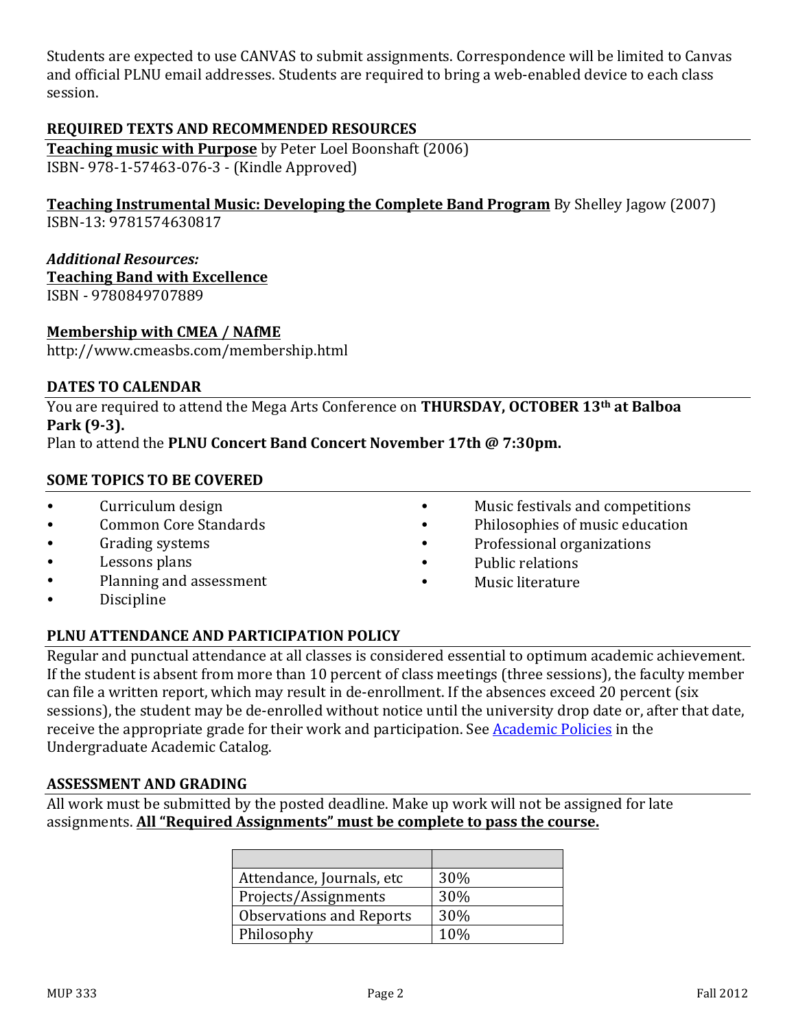Students are expected to use CANVAS to submit assignments. Correspondence will be limited to Canvas and official PLNU email addresses. Students are required to bring a web-enabled device to each class session.

## REQUIRED TEXTS AND RECOMMENDED RESOURCES

**Teaching music with Purpose** by Peter Loel Boonshaft (2006)
ISBN- 978-1-57463-076-3 - (Kindle Approved)

**Teaching Instrumental Music: Developing the Complete Band Program** By Shelley Jagow (2007)
ISBN-13: 9781574630817

***Additional Resources:***
**Teaching Band with Excellence**
ISBN - 9780849707889

**Membership with CMEA / NAfME**
http://www.cmeasbs.com/membership.html

## DATES TO CALENDAR

You are required to attend the Mega Arts Conference on **THURSDAY, OCTOBER 13th at Balboa Park (9-3).**
Plan to attend the **PLNU Concert Band Concert November 17th @ 7:30pm.**

## SOME TOPICS TO BE COVERED

- Curriculum design
- Common Core Standards
- Grading systems
- Lessons plans
- Planning and assessment
- Discipline
- Music festivals and competitions
- Philosophies of music education
- Professional organizations
- Public relations
- Music literature

## PLNU ATTENDANCE AND PARTICIPATION POLICY

Regular and punctual attendance at all classes is considered essential to optimum academic achievement. If the student is absent from more than 10 percent of class meetings (three sessions), the faculty member can file a written report, which may result in de-enrollment. If the absences exceed 20 percent (six sessions), the student may be de-enrolled without notice until the university drop date or, after that date, receive the appropriate grade for their work and participation. See Academic Policies in the Undergraduate Academic Catalog.

## ASSESSMENT AND GRADING

All work must be submitted by the posted deadline. Make up work will not be assigned for late assignments. **All "Required Assignments" must be complete to pass the course.**

| | |
|---|---|
| Attendance, Journals, etc | 30% |
| Projects/Assignments | 30% |
| Observations and Reports | 30% |
| Philosophy | 10% |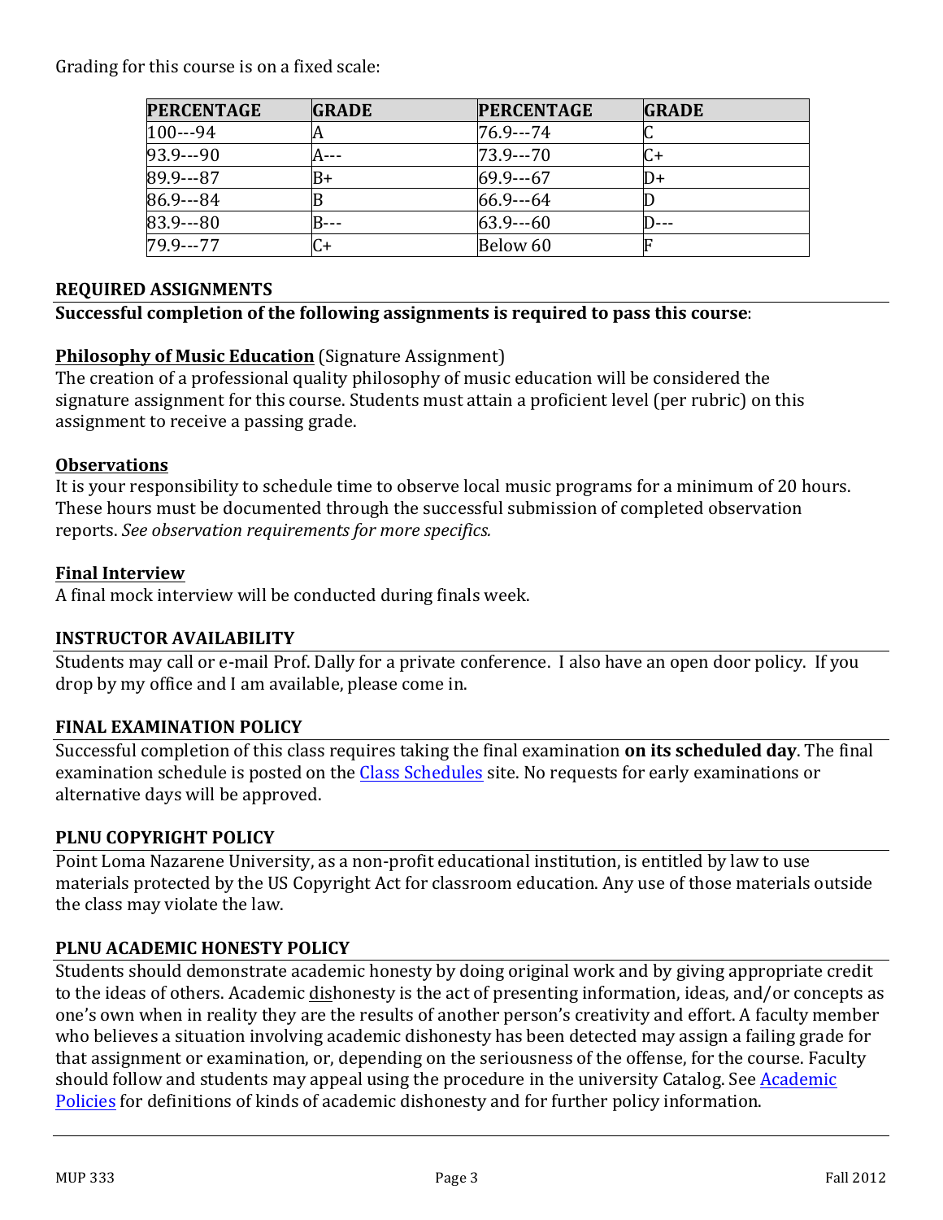Grading for this course is on a fixed scale:

| PERCENTAGE | GRADE | PERCENTAGE | GRADE |
|---|---|---|---|
| 100---94 | A | 76.9---74 | C |
| 93.9---90 | A--- | 73.9---70 | C+ |
| 89.9---87 | B+ | 69.9---67 | D+ |
| 86.9---84 | B | 66.9---64 | D |
| 83.9---80 | B--- | 63.9---60 | D--- |
| 79.9---77 | C+ | Below 60 | F |

## REQUIRED ASSIGNMENTS

**Successful completion of the following assignments is required to pass this course**:

**Philosophy of Music Education** (Signature Assignment)

The creation of a professional quality philosophy of music education will be considered the signature assignment for this course. Students must attain a proficient level (per rubric) on this assignment to receive a passing grade.

**Observations**

It is your responsibility to schedule time to observe local music programs for a minimum of 20 hours. These hours must be documented through the successful submission of completed observation reports. *See observation requirements for more specifics.*

**Final Interview**

A final mock interview will be conducted during finals week.

## INSTRUCTOR AVAILABILITY

Students may call or e-mail Prof. Dally for a private conference. I also have an open door policy. If you drop by my office and I am available, please come in.

## FINAL EXAMINATION POLICY

Successful completion of this class requires taking the final examination **on its scheduled day**. The final examination schedule is posted on the Class Schedules site. No requests for early examinations or alternative days will be approved.

## PLNU COPYRIGHT POLICY

Point Loma Nazarene University, as a non-profit educational institution, is entitled by law to use materials protected by the US Copyright Act for classroom education. Any use of those materials outside the class may violate the law.

## PLNU ACADEMIC HONESTY POLICY

Students should demonstrate academic honesty by doing original work and by giving appropriate credit to the ideas of others. Academic dishonesty is the act of presenting information, ideas, and/or concepts as one's own when in reality they are the results of another person's creativity and effort. A faculty member who believes a situation involving academic dishonesty has been detected may assign a failing grade for that assignment or examination, or, depending on the seriousness of the offense, for the course. Faculty should follow and students may appeal using the procedure in the university Catalog. See Academic Policies for definitions of kinds of academic dishonesty and for further policy information.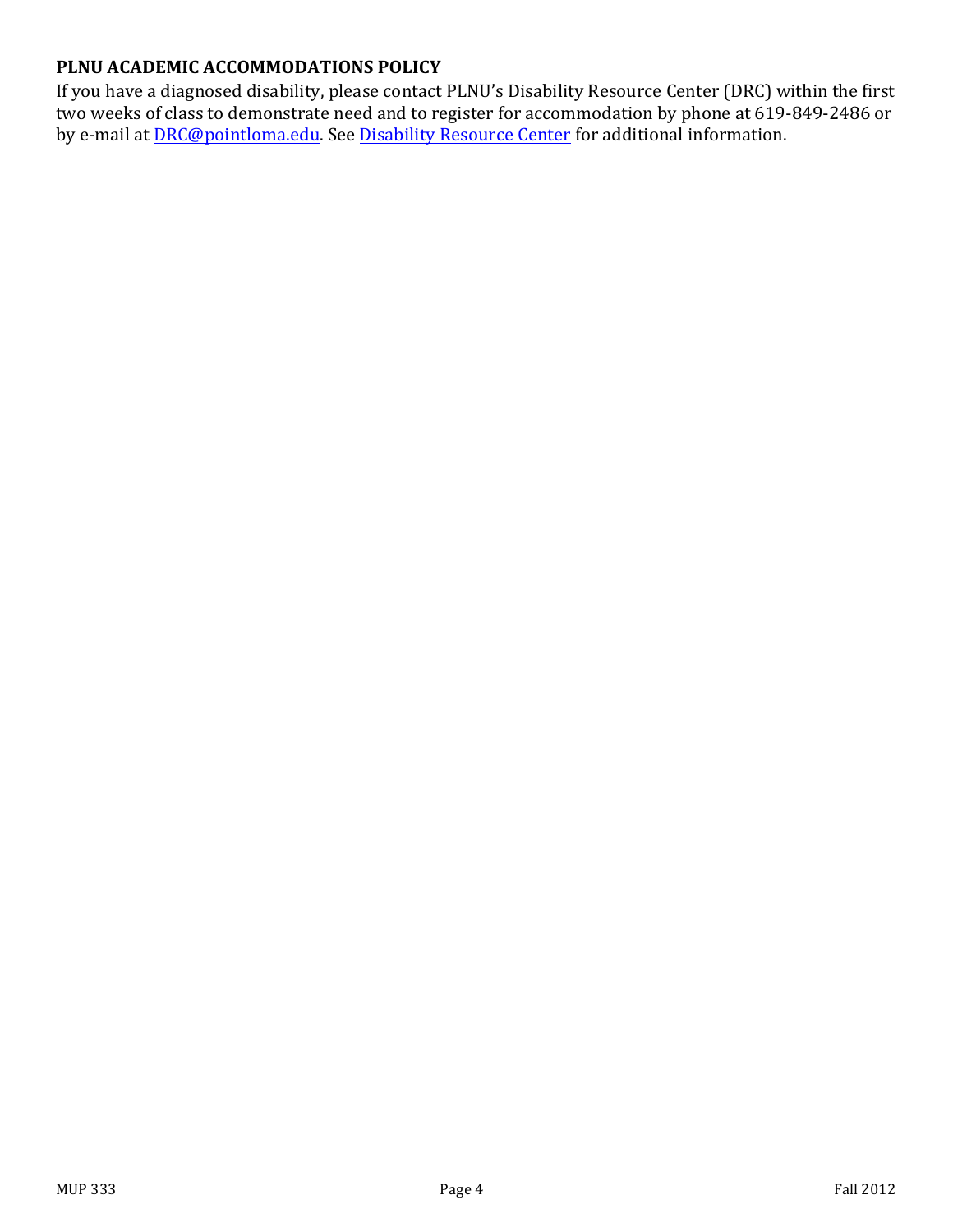## PLNU ACADEMIC ACCOMMODATIONS POLICY

If you have a diagnosed disability, please contact PLNU's Disability Resource Center (DRC) within the first two weeks of class to demonstrate need and to register for accommodation by phone at 619-849-2486 or by e-mail at DRC@pointloma.edu. See Disability Resource Center for additional information.